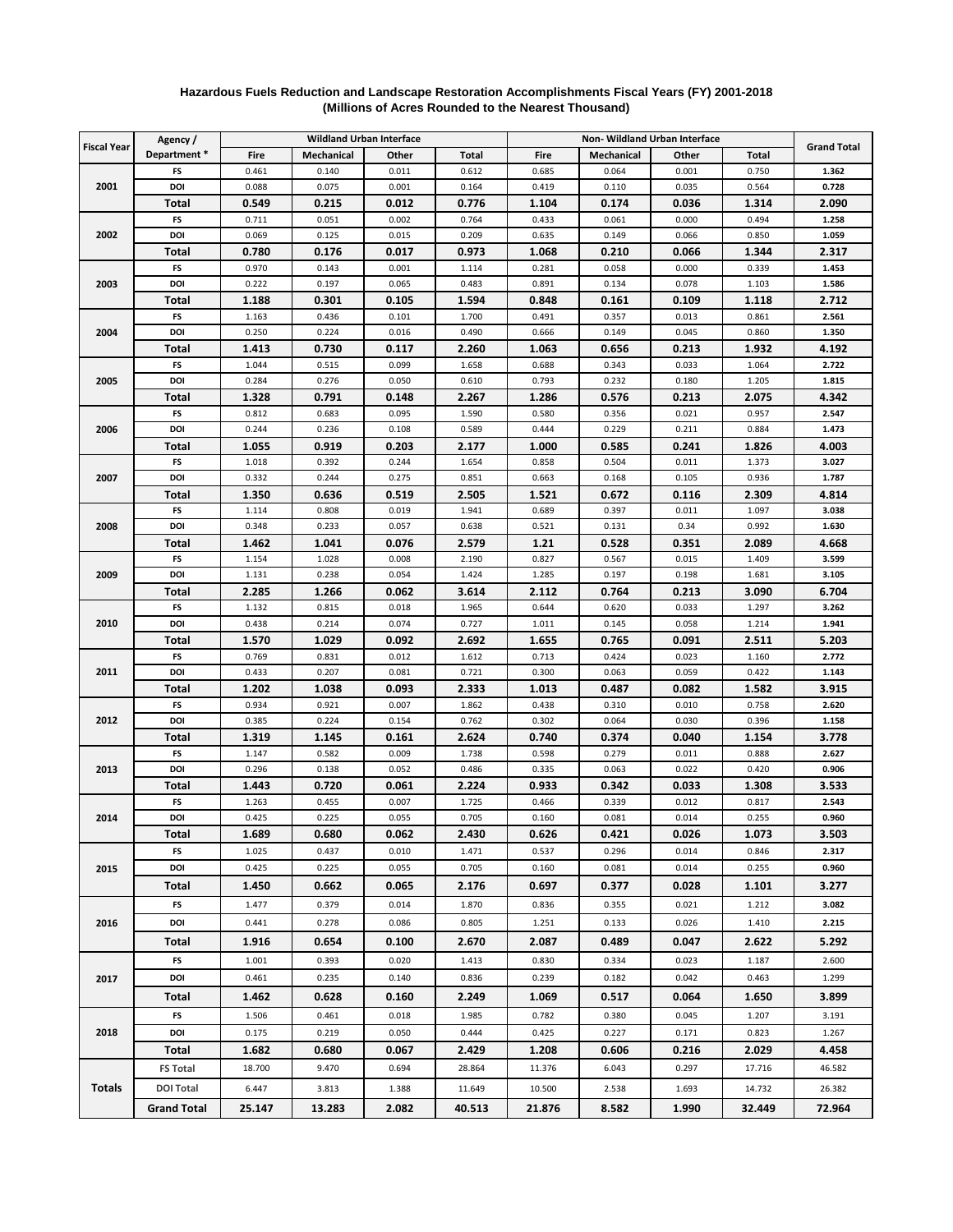**Hazardous Fuels Reduction and Landscape Restoration Accomplishments Fiscal Years (FY) 2001-2018**
**(Millions of Acres Rounded to the Nearest Thousand)**

| Fiscal Year | Agency / Department * | Wildland Urban Interface | | | | Non- Wildland Urban Interface | | | | Grand Total |
|---|---|---|---|---|---|---|---|---|---|---|
| | | Fire | Mechanical | Other | Total | Fire | Mechanical | Other | Total | |
| 2001 | FS | 0.461 | 0.140 | 0.011 | 0.612 | 0.685 | 0.064 | 0.001 | 0.750 | **1.362** |
| | DOI | 0.088 | 0.075 | 0.001 | 0.164 | 0.419 | 0.110 | 0.035 | 0.564 | **0.728** |
| | **Total** | **0.549** | **0.215** | **0.012** | **0.776** | **1.104** | **0.174** | **0.036** | **1.314** | **2.090** |
| 2002 | FS | 0.711 | 0.051 | 0.002 | 0.764 | 0.433 | 0.061 | 0.000 | 0.494 | **1.258** |
| | DOI | 0.069 | 0.125 | 0.015 | 0.209 | 0.635 | 0.149 | 0.066 | 0.850 | **1.059** |
| | **Total** | **0.780** | **0.176** | **0.017** | **0.973** | **1.068** | **0.210** | **0.066** | **1.344** | **2.317** |
| 2003 | FS | 0.970 | 0.143 | 0.001 | 1.114 | 0.281 | 0.058 | 0.000 | 0.339 | **1.453** |
| | DOI | 0.222 | 0.197 | 0.065 | 0.483 | 0.891 | 0.134 | 0.078 | 1.103 | **1.586** |
| | **Total** | **1.188** | **0.301** | **0.105** | **1.594** | **0.848** | **0.161** | **0.109** | **1.118** | **2.712** |
| 2004 | FS | 1.163 | 0.436 | 0.101 | 1.700 | 0.491 | 0.357 | 0.013 | 0.861 | **2.561** |
| | DOI | 0.250 | 0.224 | 0.016 | 0.490 | 0.666 | 0.149 | 0.045 | 0.860 | **1.350** |
| | **Total** | **1.413** | **0.730** | **0.117** | **2.260** | **1.063** | **0.656** | **0.213** | **1.932** | **4.192** |
| 2005 | FS | 1.044 | 0.515 | 0.099 | 1.658 | 0.688 | 0.343 | 0.033 | 1.064 | **2.722** |
| | DOI | 0.284 | 0.276 | 0.050 | 0.610 | 0.793 | 0.232 | 0.180 | 1.205 | **1.815** |
| | **Total** | **1.328** | **0.791** | **0.148** | **2.267** | **1.286** | **0.576** | **0.213** | **2.075** | **4.342** |
| 2006 | FS | 0.812 | 0.683 | 0.095 | 1.590 | 0.580 | 0.356 | 0.021 | 0.957 | **2.547** |
| | DOI | 0.244 | 0.236 | 0.108 | 0.589 | 0.444 | 0.229 | 0.211 | 0.884 | **1.473** |
| | **Total** | **1.055** | **0.919** | **0.203** | **2.177** | **1.000** | **0.585** | **0.241** | **1.826** | **4.003** |
| 2007 | FS | 1.018 | 0.392 | 0.244 | 1.654 | 0.858 | 0.504 | 0.011 | 1.373 | **3.027** |
| | DOI | 0.332 | 0.244 | 0.275 | 0.851 | 0.663 | 0.168 | 0.105 | 0.936 | **1.787** |
| | **Total** | **1.350** | **0.636** | **0.519** | **2.505** | **1.521** | **0.672** | **0.116** | **2.309** | **4.814** |
| 2008 | FS | 1.114 | 0.808 | 0.019 | 1.941 | 0.689 | 0.397 | 0.011 | 1.097 | **3.038** |
| | DOI | 0.348 | 0.233 | 0.057 | 0.638 | 0.521 | 0.131 | 0.34 | 0.992 | **1.630** |
| | **Total** | **1.462** | **1.041** | **0.076** | **2.579** | **1.21** | **0.528** | **0.351** | **2.089** | **4.668** |
| 2009 | FS | 1.154 | 1.028 | 0.008 | 2.190 | 0.827 | 0.567 | 0.015 | 1.409 | **3.599** |
| | DOI | 1.131 | 0.238 | 0.054 | 1.424 | 1.285 | 0.197 | 0.198 | 1.681 | **3.105** |
| | **Total** | **2.285** | **1.266** | **0.062** | **3.614** | **2.112** | **0.764** | **0.213** | **3.090** | **6.704** |
| 2010 | FS | 1.132 | 0.815 | 0.018 | 1.965 | 0.644 | 0.620 | 0.033 | 1.297 | **3.262** |
| | DOI | 0.438 | 0.214 | 0.074 | 0.727 | 1.011 | 0.145 | 0.058 | 1.214 | **1.941** |
| | **Total** | **1.570** | **1.029** | **0.092** | **2.692** | **1.655** | **0.765** | **0.091** | **2.511** | **5.203** |
| 2011 | FS | 0.769 | 0.831 | 0.012 | 1.612 | 0.713 | 0.424 | 0.023 | 1.160 | **2.772** |
| | DOI | 0.433 | 0.207 | 0.081 | 0.721 | 0.300 | 0.063 | 0.059 | 0.422 | **1.143** |
| | **Total** | **1.202** | **1.038** | **0.093** | **2.333** | **1.013** | **0.487** | **0.082** | **1.582** | **3.915** |
| 2012 | FS | 0.934 | 0.921 | 0.007 | 1.862 | 0.438 | 0.310 | 0.010 | 0.758 | **2.620** |
| | DOI | 0.385 | 0.224 | 0.154 | 0.762 | 0.302 | 0.064 | 0.030 | 0.396 | **1.158** |
| | **Total** | **1.319** | **1.145** | **0.161** | **2.624** | **0.740** | **0.374** | **0.040** | **1.154** | **3.778** |
| 2013 | FS | 1.147 | 0.582 | 0.009 | 1.738 | 0.598 | 0.279 | 0.011 | 0.888 | **2.627** |
| | DOI | 0.296 | 0.138 | 0.052 | 0.486 | 0.335 | 0.063 | 0.022 | 0.420 | **0.906** |
| | **Total** | **1.443** | **0.720** | **0.061** | **2.224** | **0.933** | **0.342** | **0.033** | **1.308** | **3.533** |
| 2014 | FS | 1.263 | 0.455 | 0.007 | 1.725 | 0.466 | 0.339 | 0.012 | 0.817 | **2.543** |
| | DOI | 0.425 | 0.225 | 0.055 | 0.705 | 0.160 | 0.081 | 0.014 | 0.255 | **0.960** |
| | **Total** | **1.689** | **0.680** | **0.062** | **2.430** | **0.626** | **0.421** | **0.026** | **1.073** | **3.503** |
| 2015 | FS | 1.025 | 0.437 | 0.010 | 1.471 | 0.537 | 0.296 | 0.014 | 0.846 | **2.317** |
| | DOI | 0.425 | 0.225 | 0.055 | 0.705 | 0.160 | 0.081 | 0.014 | 0.255 | **0.960** |
| | **Total** | **1.450** | **0.662** | **0.065** | **2.176** | **0.697** | **0.377** | **0.028** | **1.101** | **3.277** |
| 2016 | FS | 1.477 | 0.379 | 0.014 | 1.870 | 0.836 | 0.355 | 0.021 | 1.212 | **3.082** |
| | DOI | 0.441 | 0.278 | 0.086 | 0.805 | 1.251 | 0.133 | 0.026 | 1.410 | **2.215** |
| | **Total** | **1.916** | **0.654** | **0.100** | **2.670** | **2.087** | **0.489** | **0.047** | **2.622** | **5.292** |
| 2017 | FS | 1.001 | 0.393 | 0.020 | 1.413 | 0.830 | 0.334 | 0.023 | 1.187 | 2.600 |
| | DOI | 0.461 | 0.235 | 0.140 | 0.836 | 0.239 | 0.182 | 0.042 | 0.463 | 1.299 |
| | **Total** | **1.462** | **0.628** | **0.160** | **2.249** | **1.069** | **0.517** | **0.064** | **1.650** | **3.899** |
| 2018 | FS | 1.506 | 0.461 | 0.018 | 1.985 | 0.782 | 0.380 | 0.045 | 1.207 | 3.191 |
| | DOI | 0.175 | 0.219 | 0.050 | 0.444 | 0.425 | 0.227 | 0.171 | 0.823 | 1.267 |
| | **Total** | **1.682** | **0.680** | **0.067** | **2.429** | **1.208** | **0.606** | **0.216** | **2.029** | **4.458** |
| **Totals** | **FS Total** | 18.700 | 9.470 | 0.694 | 28.864 | 11.376 | 6.043 | 0.297 | 17.716 | 46.582 |
| | **DOI Total** | 6.447 | 3.813 | 1.388 | 11.649 | 10.500 | 2.538 | 1.693 | 14.732 | 26.382 |
| | **Grand Total** | **25.147** | **13.283** | **2.082** | **40.513** | **21.876** | **8.582** | **1.990** | **32.449** | **72.964** |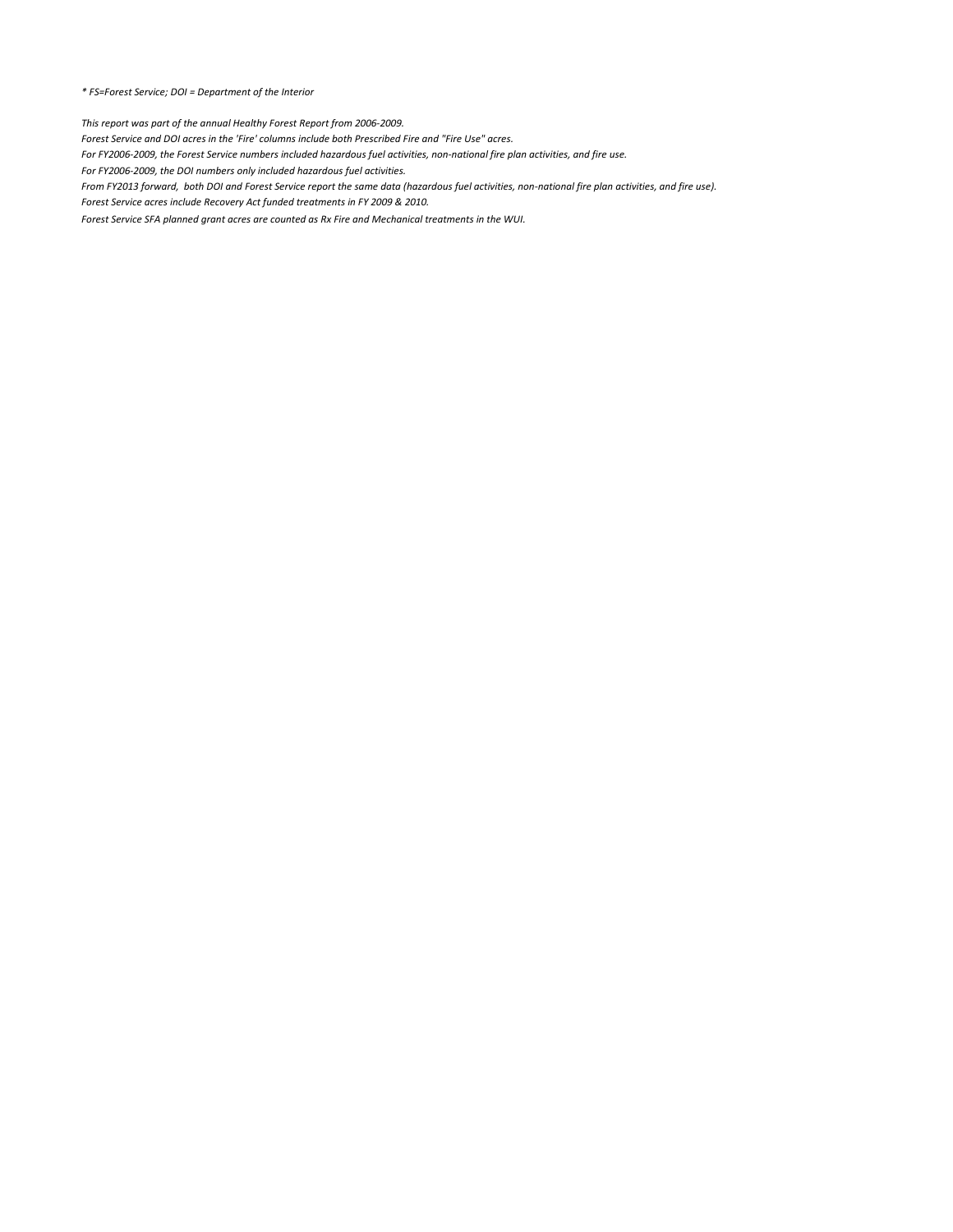*\* FS=Forest Service; DOI = Department of the Interior*

*This report was part of the annual Healthy Forest Report from 2006-2009.*

*Forest Service and DOI acres in the 'Fire' columns include both Prescribed Fire and "Fire Use" acres.*

*For FY2006-2009, the Forest Service numbers included hazardous fuel activities, non-national fire plan activities, and fire use.*

*For FY2006-2009, the DOI numbers only included hazardous fuel activities.*

*From FY2013 forward, both DOI and Forest Service report the same data (hazardous fuel activities, non-national fire plan activities, and fire use).*

*Forest Service acres include Recovery Act funded treatments in FY 2009 & 2010.*

*Forest Service SFA planned grant acres are counted as Rx Fire and Mechanical treatments in the WUI.*